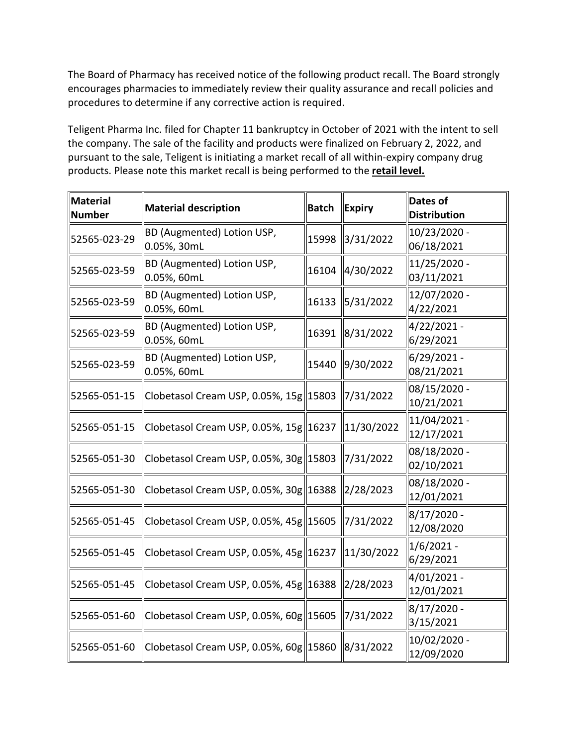The Board of Pharmacy has received notice of the following product recall. The Board strongly encourages pharmacies to immediately review their quality assurance and recall policies and procedures to determine if any corrective action is required.

Teligent Pharma Inc. filed for Chapter 11 bankruptcy in October of 2021 with the intent to sell the company. The sale of the facility and products were finalized on February 2, 2022, and pursuant to the sale, Teligent is initiating a market recall of all within-expiry company drug products. Please note this market recall is being performed to the **retail level.**

| Material Number | Material description | Batch | Expiry | Dates of Distribution |
|---|---|---|---|---|
| 52565-023-29 | BD (Augmented) Lotion USP, 0.05%, 30mL | 15998 | 3/31/2022 | 10/23/2020 - 06/18/2021 |
| 52565-023-59 | BD (Augmented) Lotion USP, 0.05%, 60mL | 16104 | 4/30/2022 | 11/25/2020 - 03/11/2021 |
| 52565-023-59 | BD (Augmented) Lotion USP, 0.05%, 60mL | 16133 | 5/31/2022 | 12/07/2020 - 4/22/2021 |
| 52565-023-59 | BD (Augmented) Lotion USP, 0.05%, 60mL | 16391 | 8/31/2022 | 4/22/2021 - 6/29/2021 |
| 52565-023-59 | BD (Augmented) Lotion USP, 0.05%, 60mL | 15440 | 9/30/2022 | 6/29/2021 - 08/21/2021 |
| 52565-051-15 | Clobetasol Cream USP, 0.05%, 15g | 15803 | 7/31/2022 | 08/15/2020 - 10/21/2021 |
| 52565-051-15 | Clobetasol Cream USP, 0.05%, 15g | 16237 | 11/30/2022 | 11/04/2021 - 12/17/2021 |
| 52565-051-30 | Clobetasol Cream USP, 0.05%, 30g | 15803 | 7/31/2022 | 08/18/2020 - 02/10/2021 |
| 52565-051-30 | Clobetasol Cream USP, 0.05%, 30g | 16388 | 2/28/2023 | 08/18/2020 - 12/01/2021 |
| 52565-051-45 | Clobetasol Cream USP, 0.05%, 45g | 15605 | 7/31/2022 | 8/17/2020 - 12/08/2020 |
| 52565-051-45 | Clobetasol Cream USP, 0.05%, 45g | 16237 | 11/30/2022 | 1/6/2021 - 6/29/2021 |
| 52565-051-45 | Clobetasol Cream USP, 0.05%, 45g | 16388 | 2/28/2023 | 4/01/2021 - 12/01/2021 |
| 52565-051-60 | Clobetasol Cream USP, 0.05%, 60g | 15605 | 7/31/2022 | 8/17/2020 - 3/15/2021 |
| 52565-051-60 | Clobetasol Cream USP, 0.05%, 60g | 15860 | 8/31/2022 | 10/02/2020 - 12/09/2020 |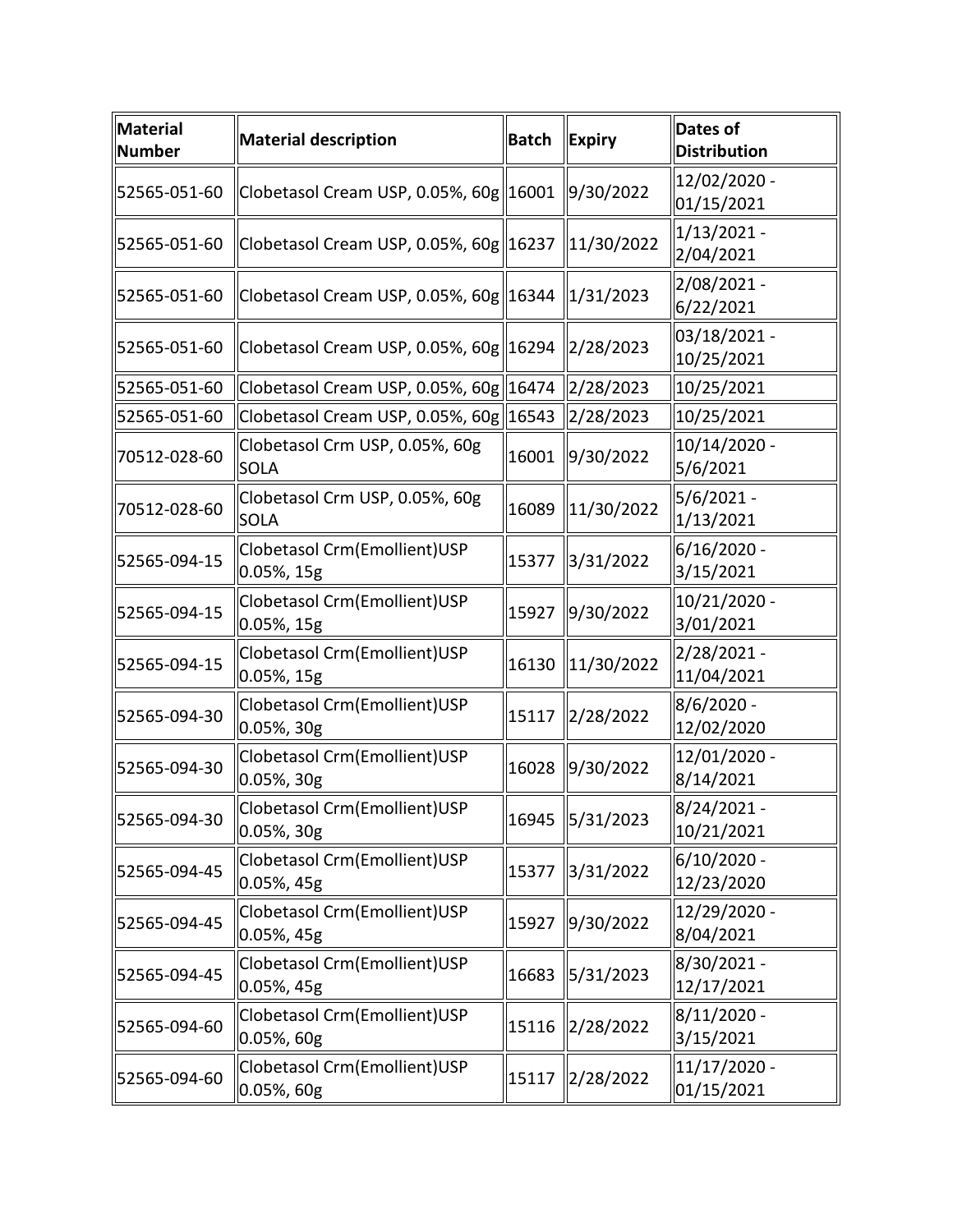| Material Number | Material description | Batch | Expiry | Dates of Distribution |
|---|---|---|---|---|
| 52565-051-60 | Clobetasol Cream USP, 0.05%, 60g | 16001 | 9/30/2022 | 12/02/2020 - 01/15/2021 |
| 52565-051-60 | Clobetasol Cream USP, 0.05%, 60g | 16237 | 11/30/2022 | 1/13/2021 - 2/04/2021 |
| 52565-051-60 | Clobetasol Cream USP, 0.05%, 60g | 16344 | 1/31/2023 | 2/08/2021 - 6/22/2021 |
| 52565-051-60 | Clobetasol Cream USP, 0.05%, 60g | 16294 | 2/28/2023 | 03/18/2021 - 10/25/2021 |
| 52565-051-60 | Clobetasol Cream USP, 0.05%, 60g | 16474 | 2/28/2023 | 10/25/2021 |
| 52565-051-60 | Clobetasol Cream USP, 0.05%, 60g | 16543 | 2/28/2023 | 10/25/2021 |
| 70512-028-60 | Clobetasol Crm USP, 0.05%, 60g SOLA | 16001 | 9/30/2022 | 10/14/2020 - 5/6/2021 |
| 70512-028-60 | Clobetasol Crm USP, 0.05%, 60g SOLA | 16089 | 11/30/2022 | 5/6/2021 - 1/13/2021 |
| 52565-094-15 | Clobetasol Crm(Emollient)USP 0.05%, 15g | 15377 | 3/31/2022 | 6/16/2020 - 3/15/2021 |
| 52565-094-15 | Clobetasol Crm(Emollient)USP 0.05%, 15g | 15927 | 9/30/2022 | 10/21/2020 - 3/01/2021 |
| 52565-094-15 | Clobetasol Crm(Emollient)USP 0.05%, 15g | 16130 | 11/30/2022 | 2/28/2021 - 11/04/2021 |
| 52565-094-30 | Clobetasol Crm(Emollient)USP 0.05%, 30g | 15117 | 2/28/2022 | 8/6/2020 - 12/02/2020 |
| 52565-094-30 | Clobetasol Crm(Emollient)USP 0.05%, 30g | 16028 | 9/30/2022 | 12/01/2020 - 8/14/2021 |
| 52565-094-30 | Clobetasol Crm(Emollient)USP 0.05%, 30g | 16945 | 5/31/2023 | 8/24/2021 - 10/21/2021 |
| 52565-094-45 | Clobetasol Crm(Emollient)USP 0.05%, 45g | 15377 | 3/31/2022 | 6/10/2020 - 12/23/2020 |
| 52565-094-45 | Clobetasol Crm(Emollient)USP 0.05%, 45g | 15927 | 9/30/2022 | 12/29/2020 - 8/04/2021 |
| 52565-094-45 | Clobetasol Crm(Emollient)USP 0.05%, 45g | 16683 | 5/31/2023 | 8/30/2021 - 12/17/2021 |
| 52565-094-60 | Clobetasol Crm(Emollient)USP 0.05%, 60g | 15116 | 2/28/2022 | 8/11/2020 - 3/15/2021 |
| 52565-094-60 | Clobetasol Crm(Emollient)USP 0.05%, 60g | 15117 | 2/28/2022 | 11/17/2020 - 01/15/2021 |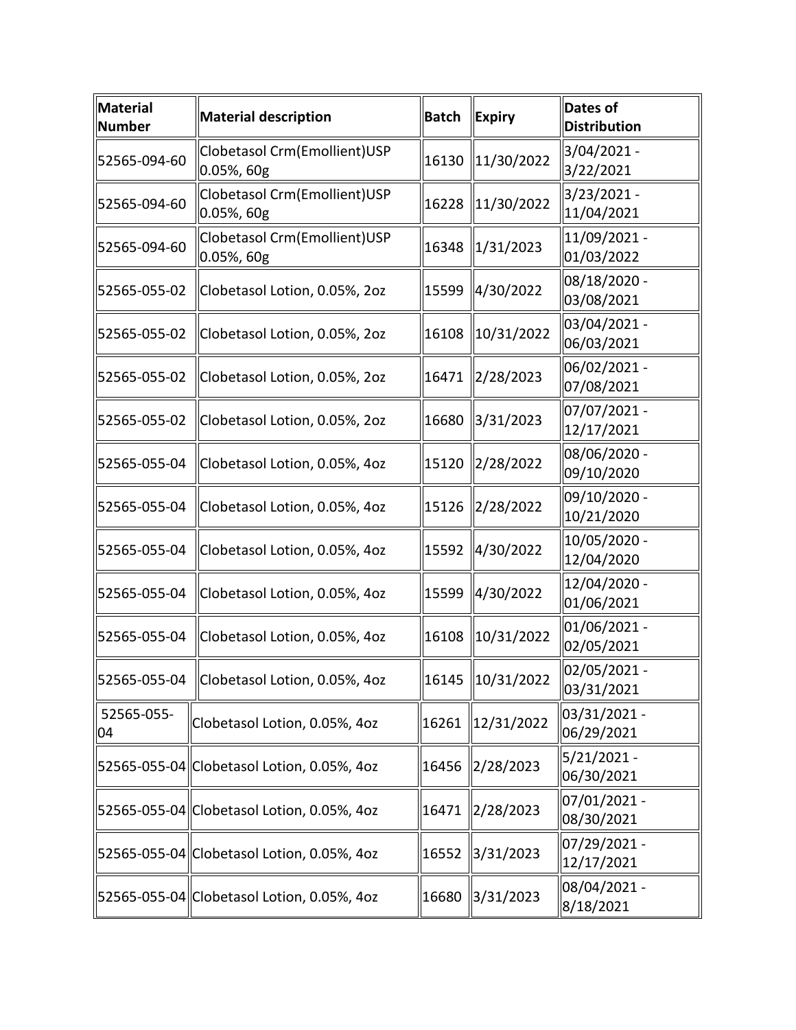| Material Number | Material description | Batch | Expiry | Dates of Distribution |
|---|---|---|---|---|
| 52565-094-60 | Clobetasol Crm(Emollient)USP 0.05%, 60g | 16130 | 11/30/2022 | 3/04/2021 - 3/22/2021 |
| 52565-094-60 | Clobetasol Crm(Emollient)USP 0.05%, 60g | 16228 | 11/30/2022 | 3/23/2021 - 11/04/2021 |
| 52565-094-60 | Clobetasol Crm(Emollient)USP 0.05%, 60g | 16348 | 1/31/2023 | 11/09/2021 - 01/03/2022 |
| 52565-055-02 | Clobetasol Lotion, 0.05%, 2oz | 15599 | 4/30/2022 | 08/18/2020 - 03/08/2021 |
| 52565-055-02 | Clobetasol Lotion, 0.05%, 2oz | 16108 | 10/31/2022 | 03/04/2021 - 06/03/2021 |
| 52565-055-02 | Clobetasol Lotion, 0.05%, 2oz | 16471 | 2/28/2023 | 06/02/2021 - 07/08/2021 |
| 52565-055-02 | Clobetasol Lotion, 0.05%, 2oz | 16680 | 3/31/2023 | 07/07/2021 - 12/17/2021 |
| 52565-055-04 | Clobetasol Lotion, 0.05%, 4oz | 15120 | 2/28/2022 | 08/06/2020 - 09/10/2020 |
| 52565-055-04 | Clobetasol Lotion, 0.05%, 4oz | 15126 | 2/28/2022 | 09/10/2020 - 10/21/2020 |
| 52565-055-04 | Clobetasol Lotion, 0.05%, 4oz | 15592 | 4/30/2022 | 10/05/2020 - 12/04/2020 |
| 52565-055-04 | Clobetasol Lotion, 0.05%, 4oz | 15599 | 4/30/2022 | 12/04/2020 - 01/06/2021 |
| 52565-055-04 | Clobetasol Lotion, 0.05%, 4oz | 16108 | 10/31/2022 | 01/06/2021 - 02/05/2021 |
| 52565-055-04 | Clobetasol Lotion, 0.05%, 4oz | 16145 | 10/31/2022 | 02/05/2021 - 03/31/2021 |
| 52565-055-04 | Clobetasol Lotion, 0.05%, 4oz | 16261 | 12/31/2022 | 03/31/2021 - 06/29/2021 |
| 52565-055-04 | Clobetasol Lotion, 0.05%, 4oz | 16456 | 2/28/2023 | 5/21/2021 - 06/30/2021 |
| 52565-055-04 | Clobetasol Lotion, 0.05%, 4oz | 16471 | 2/28/2023 | 07/01/2021 - 08/30/2021 |
| 52565-055-04 | Clobetasol Lotion, 0.05%, 4oz | 16552 | 3/31/2023 | 07/29/2021 - 12/17/2021 |
| 52565-055-04 | Clobetasol Lotion, 0.05%, 4oz | 16680 | 3/31/2023 | 08/04/2021 - 8/18/2021 |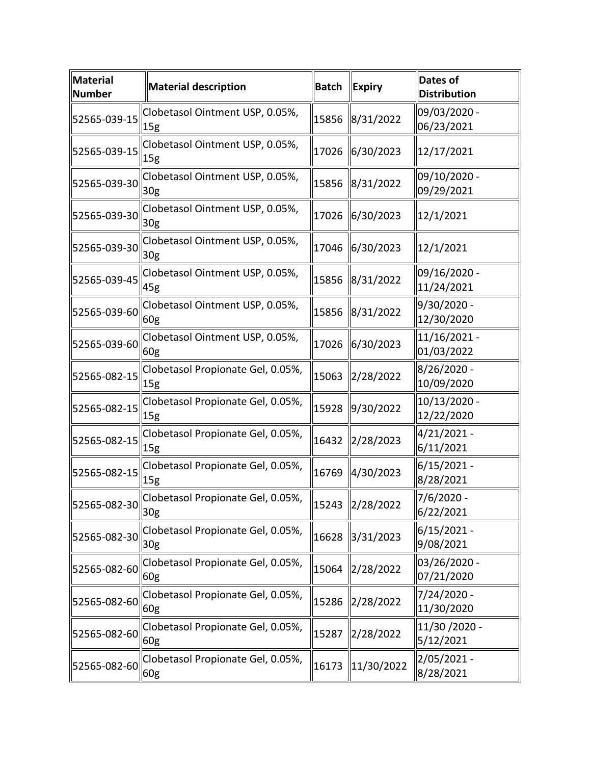| Material Number | Material description | Batch | Expiry | Dates of Distribution |
|---|---|---|---|---|
| 52565-039-15 | Clobetasol Ointment USP, 0.05%, 15g | 15856 | 8/31/2022 | 09/03/2020 - 06/23/2021 |
| 52565-039-15 | Clobetasol Ointment USP, 0.05%, 15g | 17026 | 6/30/2023 | 12/17/2021 |
| 52565-039-30 | Clobetasol Ointment USP, 0.05%, 30g | 15856 | 8/31/2022 | 09/10/2020 - 09/29/2021 |
| 52565-039-30 | Clobetasol Ointment USP, 0.05%, 30g | 17026 | 6/30/2023 | 12/1/2021 |
| 52565-039-30 | Clobetasol Ointment USP, 0.05%, 30g | 17046 | 6/30/2023 | 12/1/2021 |
| 52565-039-45 | Clobetasol Ointment USP, 0.05%, 45g | 15856 | 8/31/2022 | 09/16/2020 - 11/24/2021 |
| 52565-039-60 | Clobetasol Ointment USP, 0.05%, 60g | 15856 | 8/31/2022 | 9/30/2020 - 12/30/2020 |
| 52565-039-60 | Clobetasol Ointment USP, 0.05%, 60g | 17026 | 6/30/2023 | 11/16/2021 - 01/03/2022 |
| 52565-082-15 | Clobetasol Propionate Gel, 0.05%, 15g | 15063 | 2/28/2022 | 8/26/2020 - 10/09/2020 |
| 52565-082-15 | Clobetasol Propionate Gel, 0.05%, 15g | 15928 | 9/30/2022 | 10/13/2020 - 12/22/2020 |
| 52565-082-15 | Clobetasol Propionate Gel, 0.05%, 15g | 16432 | 2/28/2023 | 4/21/2021 - 6/11/2021 |
| 52565-082-15 | Clobetasol Propionate Gel, 0.05%, 15g | 16769 | 4/30/2023 | 6/15/2021 - 8/28/2021 |
| 52565-082-30 | Clobetasol Propionate Gel, 0.05%, 30g | 15243 | 2/28/2022 | 7/6/2020 - 6/22/2021 |
| 52565-082-30 | Clobetasol Propionate Gel, 0.05%, 30g | 16628 | 3/31/2023 | 6/15/2021 - 9/08/2021 |
| 52565-082-60 | Clobetasol Propionate Gel, 0.05%, 60g | 15064 | 2/28/2022 | 03/26/2020 - 07/21/2020 |
| 52565-082-60 | Clobetasol Propionate Gel, 0.05%, 60g | 15286 | 2/28/2022 | 7/24/2020 - 11/30/2020 |
| 52565-082-60 | Clobetasol Propionate Gel, 0.05%, 60g | 15287 | 2/28/2022 | 11/30 /2020 - 5/12/2021 |
| 52565-082-60 | Clobetasol Propionate Gel, 0.05%, 60g | 16173 | 11/30/2022 | 2/05/2021 - 8/28/2021 |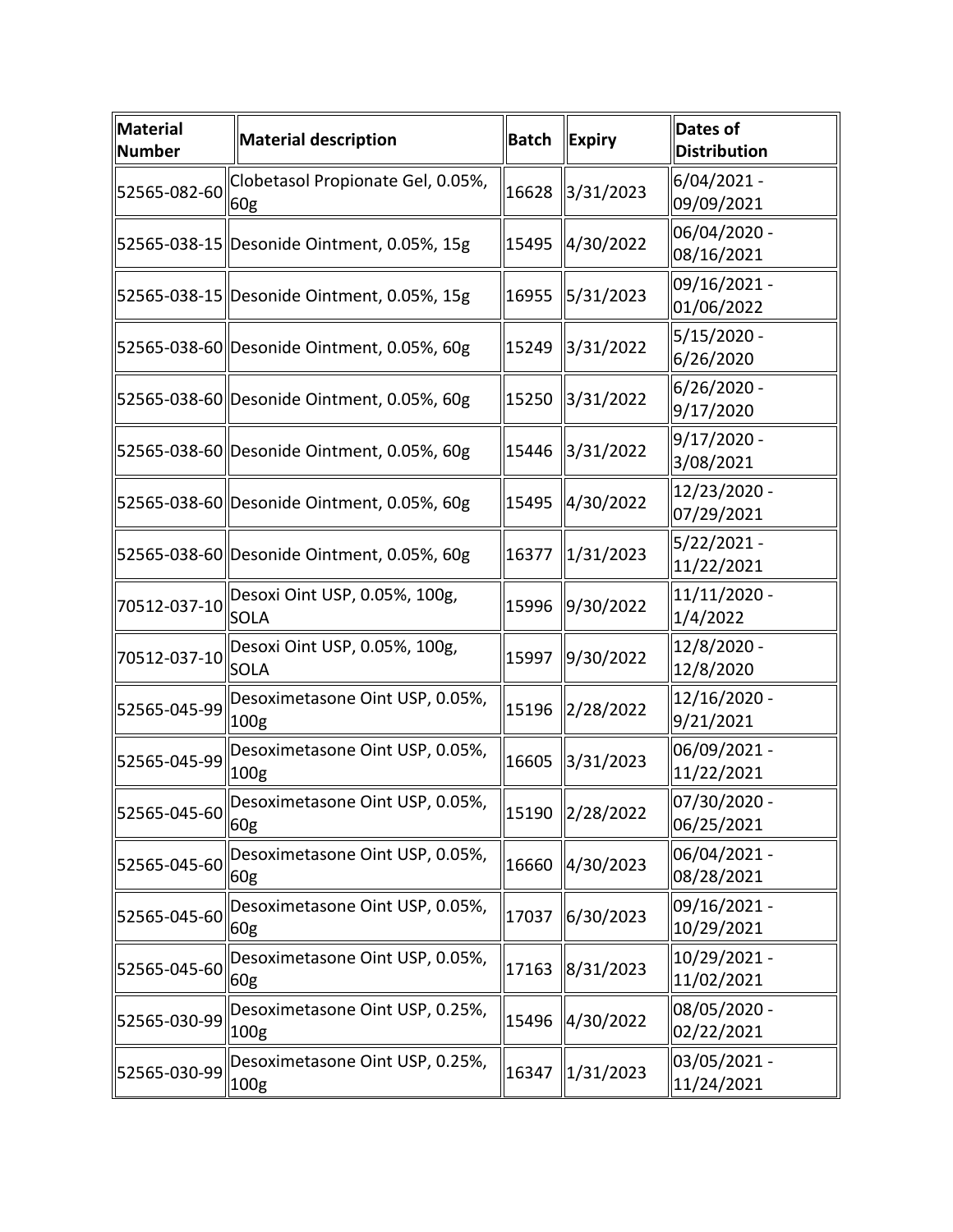| Material Number | Material description | Batch | Expiry | Dates of Distribution |
|---|---|---|---|---|
| 52565-082-60 | Clobetasol Propionate Gel, 0.05%, 60g | 16628 | 3/31/2023 | 6/04/2021 - 09/09/2021 |
| 52565-038-15 | Desonide Ointment, 0.05%, 15g | 15495 | 4/30/2022 | 06/04/2020 - 08/16/2021 |
| 52565-038-15 | Desonide Ointment, 0.05%, 15g | 16955 | 5/31/2023 | 09/16/2021 - 01/06/2022 |
| 52565-038-60 | Desonide Ointment, 0.05%, 60g | 15249 | 3/31/2022 | 5/15/2020 - 6/26/2020 |
| 52565-038-60 | Desonide Ointment, 0.05%, 60g | 15250 | 3/31/2022 | 6/26/2020 - 9/17/2020 |
| 52565-038-60 | Desonide Ointment, 0.05%, 60g | 15446 | 3/31/2022 | 9/17/2020 - 3/08/2021 |
| 52565-038-60 | Desonide Ointment, 0.05%, 60g | 15495 | 4/30/2022 | 12/23/2020 - 07/29/2021 |
| 52565-038-60 | Desonide Ointment, 0.05%, 60g | 16377 | 1/31/2023 | 5/22/2021 - 11/22/2021 |
| 70512-037-10 | Desoxi Oint USP, 0.05%, 100g, SOLA | 15996 | 9/30/2022 | 11/11/2020 - 1/4/2022 |
| 70512-037-10 | Desoxi Oint USP, 0.05%, 100g, SOLA | 15997 | 9/30/2022 | 12/8/2020 - 12/8/2020 |
| 52565-045-99 | Desoximetasone Oint USP, 0.05%, 100g | 15196 | 2/28/2022 | 12/16/2020 - 9/21/2021 |
| 52565-045-99 | Desoximetasone Oint USP, 0.05%, 100g | 16605 | 3/31/2023 | 06/09/2021 - 11/22/2021 |
| 52565-045-60 | Desoximetasone Oint USP, 0.05%, 60g | 15190 | 2/28/2022 | 07/30/2020 - 06/25/2021 |
| 52565-045-60 | Desoximetasone Oint USP, 0.05%, 60g | 16660 | 4/30/2023 | 06/04/2021 - 08/28/2021 |
| 52565-045-60 | Desoximetasone Oint USP, 0.05%, 60g | 17037 | 6/30/2023 | 09/16/2021 - 10/29/2021 |
| 52565-045-60 | Desoximetasone Oint USP, 0.05%, 60g | 17163 | 8/31/2023 | 10/29/2021 - 11/02/2021 |
| 52565-030-99 | Desoximetasone Oint USP, 0.25%, 100g | 15496 | 4/30/2022 | 08/05/2020 - 02/22/2021 |
| 52565-030-99 | Desoximetasone Oint USP, 0.25%, 100g | 16347 | 1/31/2023 | 03/05/2021 - 11/24/2021 |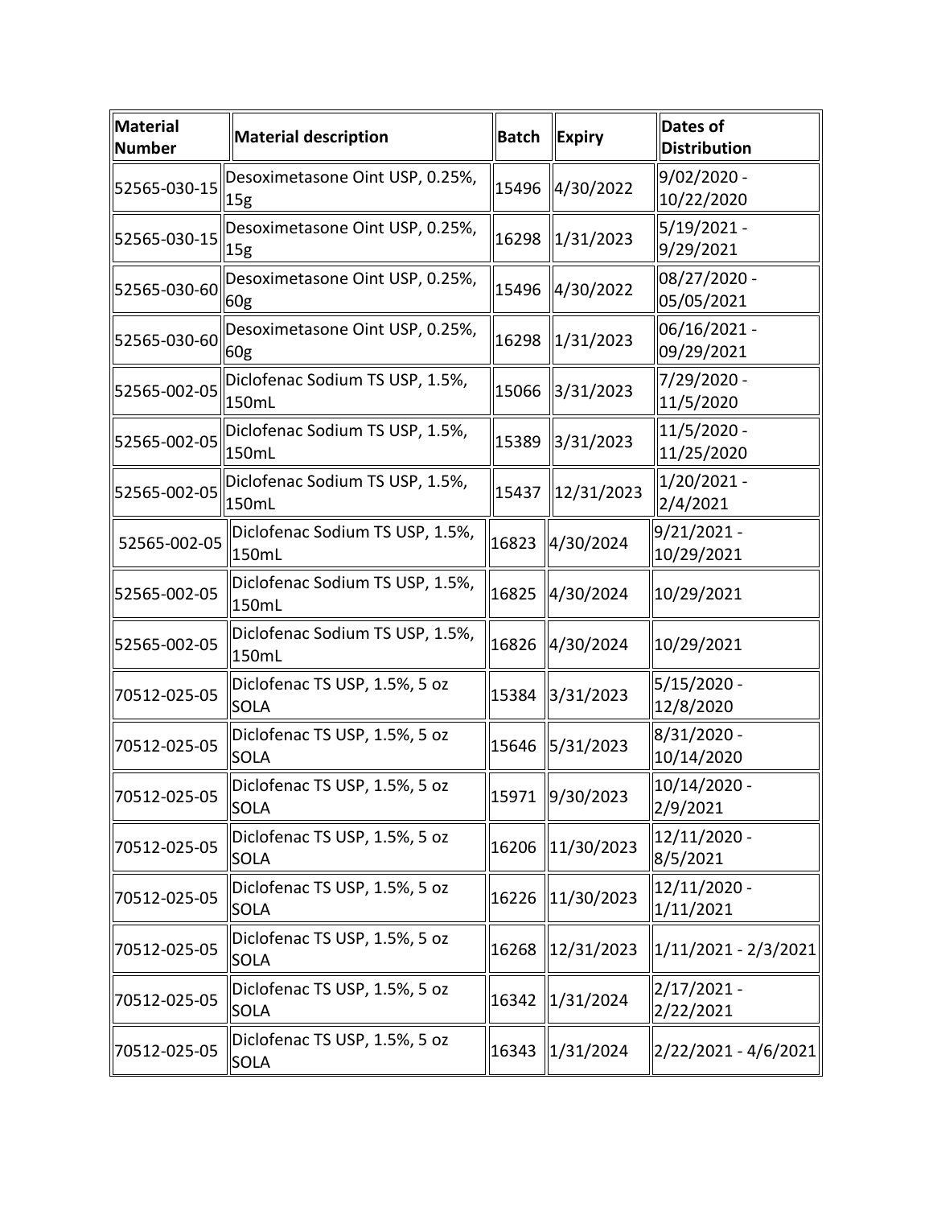| Material Number | Material description | Batch | Expiry | Dates of Distribution |
|---|---|---|---|---|
| 52565-030-15 | Desoximetasone Oint USP, 0.25%, 15g | 15496 | 4/30/2022 | 9/02/2020 - 10/22/2020 |
| 52565-030-15 | Desoximetasone Oint USP, 0.25%, 15g | 16298 | 1/31/2023 | 5/19/2021 - 9/29/2021 |
| 52565-030-60 | Desoximetasone Oint USP, 0.25%, 60g | 15496 | 4/30/2022 | 08/27/2020 - 05/05/2021 |
| 52565-030-60 | Desoximetasone Oint USP, 0.25%, 60g | 16298 | 1/31/2023 | 06/16/2021 - 09/29/2021 |
| 52565-002-05 | Diclofenac Sodium TS USP, 1.5%, 150mL | 15066 | 3/31/2023 | 7/29/2020 - 11/5/2020 |
| 52565-002-05 | Diclofenac Sodium TS USP, 1.5%, 150mL | 15389 | 3/31/2023 | 11/5/2020 - 11/25/2020 |
| 52565-002-05 | Diclofenac Sodium TS USP, 1.5%, 150mL | 15437 | 12/31/2023 | 1/20/2021 - 2/4/2021 |
| 52565-002-05 | Diclofenac Sodium TS USP, 1.5%, 150mL | 16823 | 4/30/2024 | 9/21/2021 - 10/29/2021 |
| 52565-002-05 | Diclofenac Sodium TS USP, 1.5%, 150mL | 16825 | 4/30/2024 | 10/29/2021 |
| 52565-002-05 | Diclofenac Sodium TS USP, 1.5%, 150mL | 16826 | 4/30/2024 | 10/29/2021 |
| 70512-025-05 | Diclofenac TS USP, 1.5%, 5 oz SOLA | 15384 | 3/31/2023 | 5/15/2020 - 12/8/2020 |
| 70512-025-05 | Diclofenac TS USP, 1.5%, 5 oz SOLA | 15646 | 5/31/2023 | 8/31/2020 - 10/14/2020 |
| 70512-025-05 | Diclofenac TS USP, 1.5%, 5 oz SOLA | 15971 | 9/30/2023 | 10/14/2020 - 2/9/2021 |
| 70512-025-05 | Diclofenac TS USP, 1.5%, 5 oz SOLA | 16206 | 11/30/2023 | 12/11/2020 - 8/5/2021 |
| 70512-025-05 | Diclofenac TS USP, 1.5%, 5 oz SOLA | 16226 | 11/30/2023 | 12/11/2020 - 1/11/2021 |
| 70512-025-05 | Diclofenac TS USP, 1.5%, 5 oz SOLA | 16268 | 12/31/2023 | 1/11/2021 - 2/3/2021 |
| 70512-025-05 | Diclofenac TS USP, 1.5%, 5 oz SOLA | 16342 | 1/31/2024 | 2/17/2021 - 2/22/2021 |
| 70512-025-05 | Diclofenac TS USP, 1.5%, 5 oz SOLA | 16343 | 1/31/2024 | 2/22/2021 - 4/6/2021 |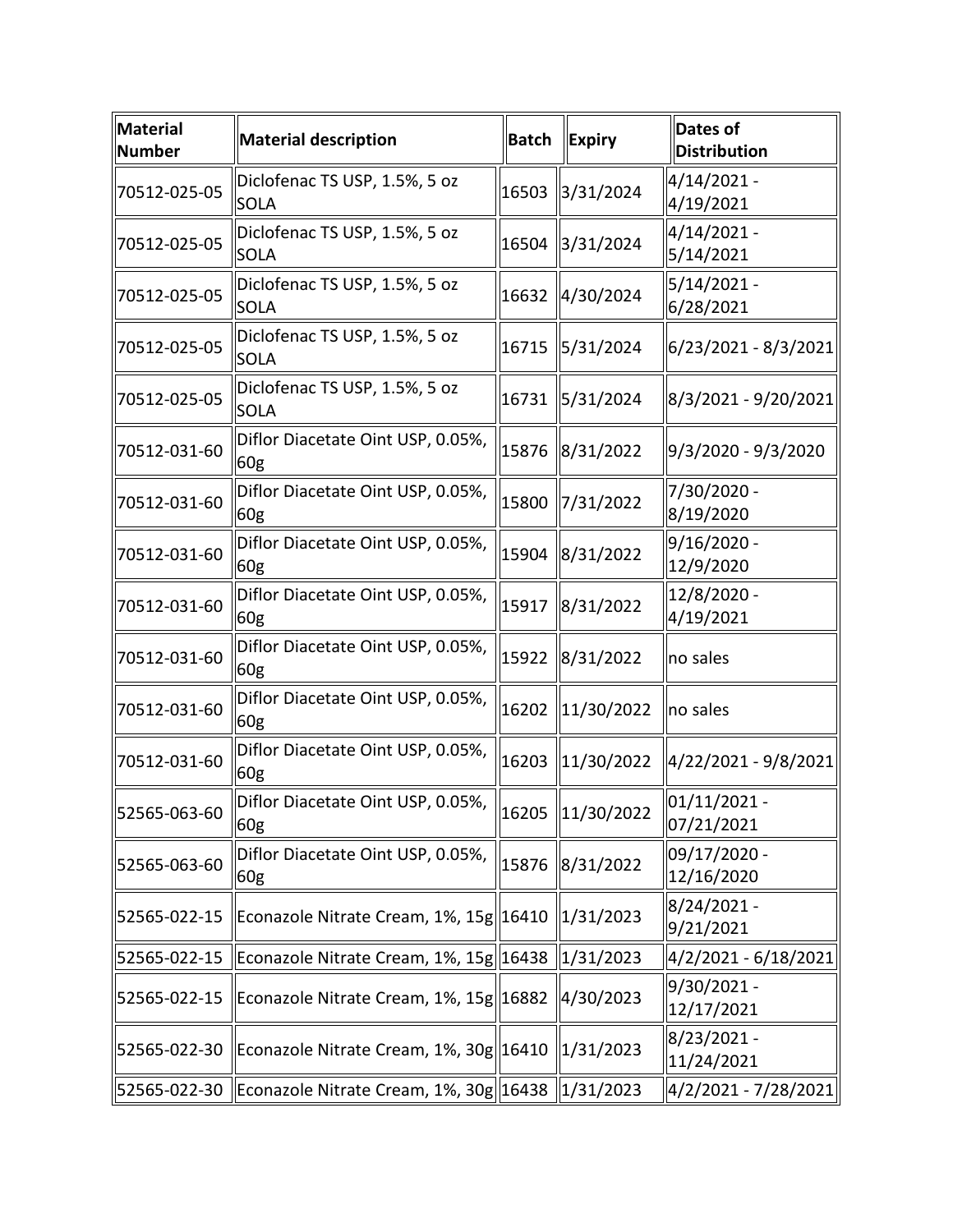| Material Number | Material description | Batch | Expiry | Dates of Distribution |
|---|---|---|---|---|
| 70512-025-05 | Diclofenac TS USP, 1.5%, 5 oz SOLA | 16503 | 3/31/2024 | 4/14/2021 - 4/19/2021 |
| 70512-025-05 | Diclofenac TS USP, 1.5%, 5 oz SOLA | 16504 | 3/31/2024 | 4/14/2021 - 5/14/2021 |
| 70512-025-05 | Diclofenac TS USP, 1.5%, 5 oz SOLA | 16632 | 4/30/2024 | 5/14/2021 - 6/28/2021 |
| 70512-025-05 | Diclofenac TS USP, 1.5%, 5 oz SOLA | 16715 | 5/31/2024 | 6/23/2021 - 8/3/2021 |
| 70512-025-05 | Diclofenac TS USP, 1.5%, 5 oz SOLA | 16731 | 5/31/2024 | 8/3/2021 - 9/20/2021 |
| 70512-031-60 | Diflor Diacetate Oint USP, 0.05%, 60g | 15876 | 8/31/2022 | 9/3/2020 - 9/3/2020 |
| 70512-031-60 | Diflor Diacetate Oint USP, 0.05%, 60g | 15800 | 7/31/2022 | 7/30/2020 - 8/19/2020 |
| 70512-031-60 | Diflor Diacetate Oint USP, 0.05%, 60g | 15904 | 8/31/2022 | 9/16/2020 - 12/9/2020 |
| 70512-031-60 | Diflor Diacetate Oint USP, 0.05%, 60g | 15917 | 8/31/2022 | 12/8/2020 - 4/19/2021 |
| 70512-031-60 | Diflor Diacetate Oint USP, 0.05%, 60g | 15922 | 8/31/2022 | no sales |
| 70512-031-60 | Diflor Diacetate Oint USP, 0.05%, 60g | 16202 | 11/30/2022 | no sales |
| 70512-031-60 | Diflor Diacetate Oint USP, 0.05%, 60g | 16203 | 11/30/2022 | 4/22/2021 - 9/8/2021 |
| 52565-063-60 | Diflor Diacetate Oint USP, 0.05%, 60g | 16205 | 11/30/2022 | 01/11/2021 - 07/21/2021 |
| 52565-063-60 | Diflor Diacetate Oint USP, 0.05%, 60g | 15876 | 8/31/2022 | 09/17/2020 - 12/16/2020 |
| 52565-022-15 | Econazole Nitrate Cream, 1%, 15g | 16410 | 1/31/2023 | 8/24/2021 - 9/21/2021 |
| 52565-022-15 | Econazole Nitrate Cream, 1%, 15g | 16438 | 1/31/2023 | 4/2/2021 - 6/18/2021 |
| 52565-022-15 | Econazole Nitrate Cream, 1%, 15g | 16882 | 4/30/2023 | 9/30/2021 - 12/17/2021 |
| 52565-022-30 | Econazole Nitrate Cream, 1%, 30g | 16410 | 1/31/2023 | 8/23/2021 - 11/24/2021 |
| 52565-022-30 | Econazole Nitrate Cream, 1%, 30g | 16438 | 1/31/2023 | 4/2/2021 - 7/28/2021 |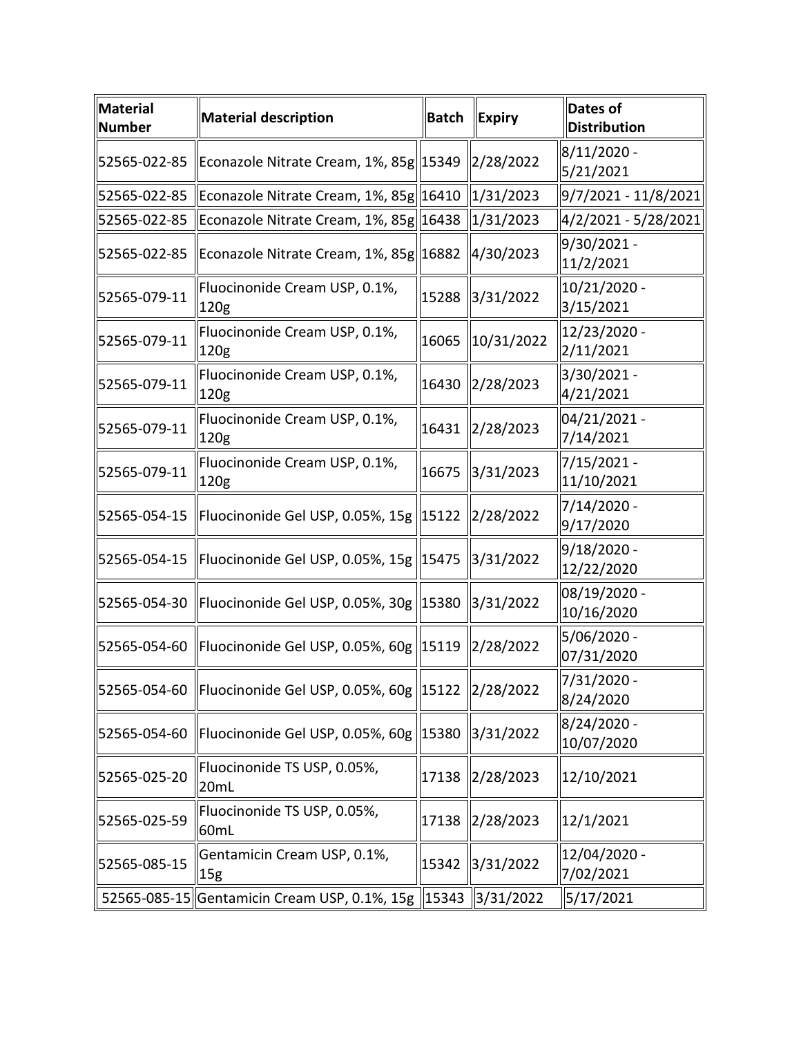| Material Number | Material description | Batch | Expiry | Dates of Distribution |
|---|---|---|---|---|
| 52565-022-85 | Econazole Nitrate Cream, 1%, 85g | 15349 | 2/28/2022 | 8/11/2020 - 5/21/2021 |
| 52565-022-85 | Econazole Nitrate Cream, 1%, 85g | 16410 | 1/31/2023 | 9/7/2021 - 11/8/2021 |
| 52565-022-85 | Econazole Nitrate Cream, 1%, 85g | 16438 | 1/31/2023 | 4/2/2021 - 5/28/2021 |
| 52565-022-85 | Econazole Nitrate Cream, 1%, 85g | 16882 | 4/30/2023 | 9/30/2021 - 11/2/2021 |
| 52565-079-11 | Fluocinonide Cream USP, 0.1%, 120g | 15288 | 3/31/2022 | 10/21/2020 - 3/15/2021 |
| 52565-079-11 | Fluocinonide Cream USP, 0.1%, 120g | 16065 | 10/31/2022 | 12/23/2020 - 2/11/2021 |
| 52565-079-11 | Fluocinonide Cream USP, 0.1%, 120g | 16430 | 2/28/2023 | 3/30/2021 - 4/21/2021 |
| 52565-079-11 | Fluocinonide Cream USP, 0.1%, 120g | 16431 | 2/28/2023 | 04/21/2021 - 7/14/2021 |
| 52565-079-11 | Fluocinonide Cream USP, 0.1%, 120g | 16675 | 3/31/2023 | 7/15/2021 - 11/10/2021 |
| 52565-054-15 | Fluocinonide Gel USP, 0.05%, 15g | 15122 | 2/28/2022 | 7/14/2020 - 9/17/2020 |
| 52565-054-15 | Fluocinonide Gel USP, 0.05%, 15g | 15475 | 3/31/2022 | 9/18/2020 - 12/22/2020 |
| 52565-054-30 | Fluocinonide Gel USP, 0.05%, 30g | 15380 | 3/31/2022 | 08/19/2020 - 10/16/2020 |
| 52565-054-60 | Fluocinonide Gel USP, 0.05%, 60g | 15119 | 2/28/2022 | 5/06/2020 - 07/31/2020 |
| 52565-054-60 | Fluocinonide Gel USP, 0.05%, 60g | 15122 | 2/28/2022 | 7/31/2020 - 8/24/2020 |
| 52565-054-60 | Fluocinonide Gel USP, 0.05%, 60g | 15380 | 3/31/2022 | 8/24/2020 - 10/07/2020 |
| 52565-025-20 | Fluocinonide TS USP, 0.05%, 20mL | 17138 | 2/28/2023 | 12/10/2021 |
| 52565-025-59 | Fluocinonide TS USP, 0.05%, 60mL | 17138 | 2/28/2023 | 12/1/2021 |
| 52565-085-15 | Gentamicin Cream USP, 0.1%, 15g | 15342 | 3/31/2022 | 12/04/2020 - 7/02/2021 |
| 52565-085-15 | Gentamicin Cream USP, 0.1%, 15g | 15343 | 3/31/2022 | 5/17/2021 |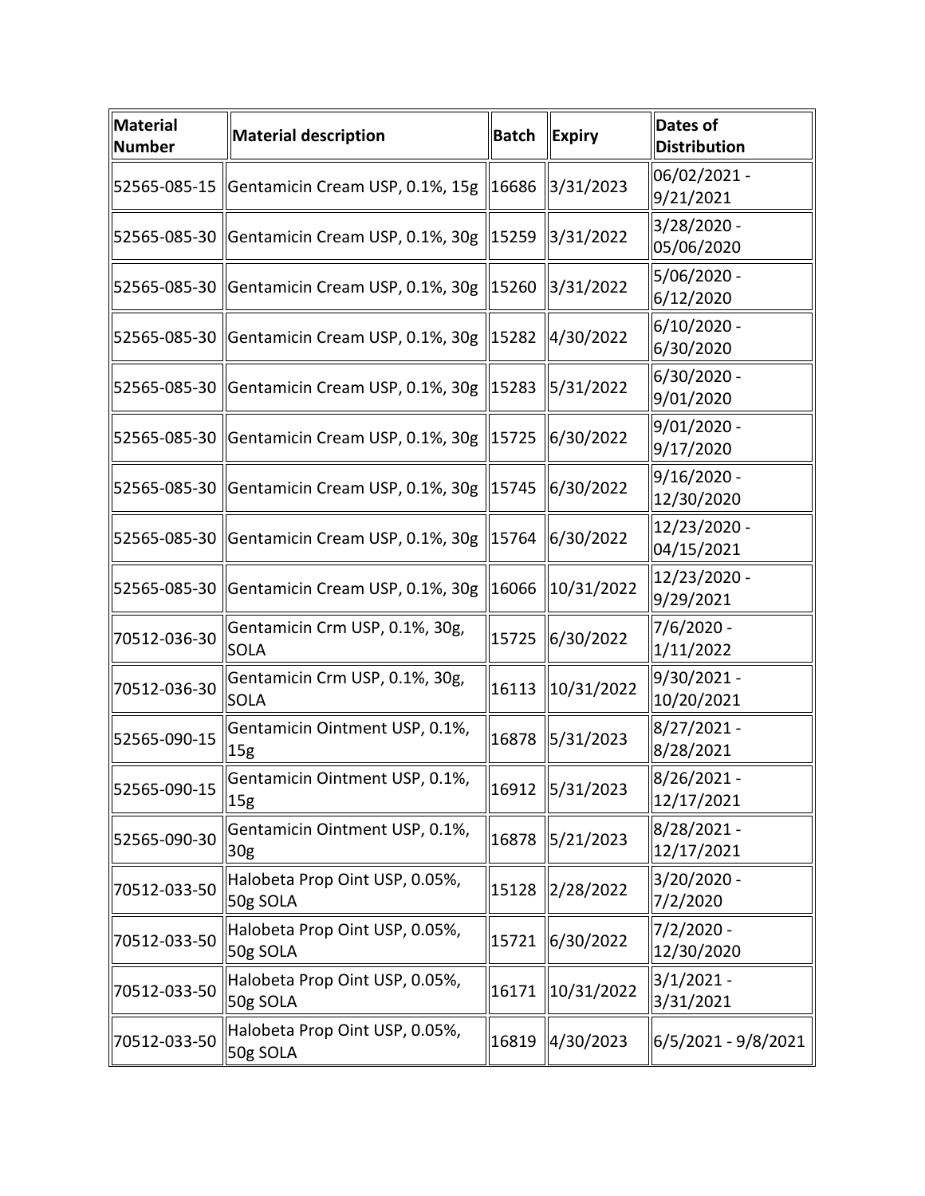| Material Number | Material description | Batch | Expiry | Dates of Distribution |
| --- | --- | --- | --- | --- |
| 52565-085-15 | Gentamicin Cream USP, 0.1%, 15g | 16686 | 3/31/2023 | 06/02/2021 - 9/21/2021 |
| 52565-085-30 | Gentamicin Cream USP, 0.1%, 30g | 15259 | 3/31/2022 | 3/28/2020 - 05/06/2020 |
| 52565-085-30 | Gentamicin Cream USP, 0.1%, 30g | 15260 | 3/31/2022 | 5/06/2020 - 6/12/2020 |
| 52565-085-30 | Gentamicin Cream USP, 0.1%, 30g | 15282 | 4/30/2022 | 6/10/2020 - 6/30/2020 |
| 52565-085-30 | Gentamicin Cream USP, 0.1%, 30g | 15283 | 5/31/2022 | 6/30/2020 - 9/01/2020 |
| 52565-085-30 | Gentamicin Cream USP, 0.1%, 30g | 15725 | 6/30/2022 | 9/01/2020 - 9/17/2020 |
| 52565-085-30 | Gentamicin Cream USP, 0.1%, 30g | 15745 | 6/30/2022 | 9/16/2020 - 12/30/2020 |
| 52565-085-30 | Gentamicin Cream USP, 0.1%, 30g | 15764 | 6/30/2022 | 12/23/2020 - 04/15/2021 |
| 52565-085-30 | Gentamicin Cream USP, 0.1%, 30g | 16066 | 10/31/2022 | 12/23/2020 - 9/29/2021 |
| 70512-036-30 | Gentamicin Crm USP, 0.1%, 30g, SOLA | 15725 | 6/30/2022 | 7/6/2020 - 1/11/2022 |
| 70512-036-30 | Gentamicin Crm USP, 0.1%, 30g, SOLA | 16113 | 10/31/2022 | 9/30/2021 - 10/20/2021 |
| 52565-090-15 | Gentamicin Ointment USP, 0.1%, 15g | 16878 | 5/31/2023 | 8/27/2021 - 8/28/2021 |
| 52565-090-15 | Gentamicin Ointment USP, 0.1%, 15g | 16912 | 5/31/2023 | 8/26/2021 - 12/17/2021 |
| 52565-090-30 | Gentamicin Ointment USP, 0.1%, 30g | 16878 | 5/21/2023 | 8/28/2021 - 12/17/2021 |
| 70512-033-50 | Halobeta Prop Oint USP, 0.05%, 50g SOLA | 15128 | 2/28/2022 | 3/20/2020 - 7/2/2020 |
| 70512-033-50 | Halobeta Prop Oint USP, 0.05%, 50g SOLA | 15721 | 6/30/2022 | 7/2/2020 - 12/30/2020 |
| 70512-033-50 | Halobeta Prop Oint USP, 0.05%, 50g SOLA | 16171 | 10/31/2022 | 3/1/2021 - 3/31/2021 |
| 70512-033-50 | Halobeta Prop Oint USP, 0.05%, 50g SOLA | 16819 | 4/30/2023 | 6/5/2021 - 9/8/2021 |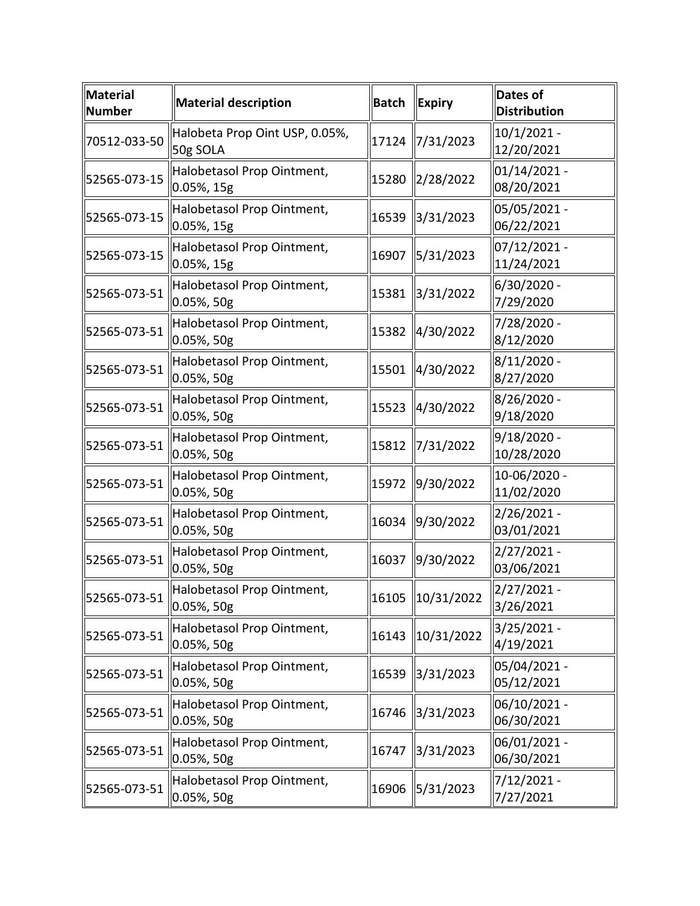| Material Number | Material description | Batch | Expiry | Dates of Distribution |
|---|---|---|---|---|
| 70512-033-50 | Halobeta Prop Oint USP, 0.05%, 50g SOLA | 17124 | 7/31/2023 | 10/1/2021 - 12/20/2021 |
| 52565-073-15 | Halobetasol Prop Ointment, 0.05%, 15g | 15280 | 2/28/2022 | 01/14/2021 - 08/20/2021 |
| 52565-073-15 | Halobetasol Prop Ointment, 0.05%, 15g | 16539 | 3/31/2023 | 05/05/2021 - 06/22/2021 |
| 52565-073-15 | Halobetasol Prop Ointment, 0.05%, 15g | 16907 | 5/31/2023 | 07/12/2021 - 11/24/2021 |
| 52565-073-51 | Halobetasol Prop Ointment, 0.05%, 50g | 15381 | 3/31/2022 | 6/30/2020 - 7/29/2020 |
| 52565-073-51 | Halobetasol Prop Ointment, 0.05%, 50g | 15382 | 4/30/2022 | 7/28/2020 - 8/12/2020 |
| 52565-073-51 | Halobetasol Prop Ointment, 0.05%, 50g | 15501 | 4/30/2022 | 8/11/2020 - 8/27/2020 |
| 52565-073-51 | Halobetasol Prop Ointment, 0.05%, 50g | 15523 | 4/30/2022 | 8/26/2020 - 9/18/2020 |
| 52565-073-51 | Halobetasol Prop Ointment, 0.05%, 50g | 15812 | 7/31/2022 | 9/18/2020 - 10/28/2020 |
| 52565-073-51 | Halobetasol Prop Ointment, 0.05%, 50g | 15972 | 9/30/2022 | 10-06/2020 - 11/02/2020 |
| 52565-073-51 | Halobetasol Prop Ointment, 0.05%, 50g | 16034 | 9/30/2022 | 2/26/2021 - 03/01/2021 |
| 52565-073-51 | Halobetasol Prop Ointment, 0.05%, 50g | 16037 | 9/30/2022 | 2/27/2021 - 03/06/2021 |
| 52565-073-51 | Halobetasol Prop Ointment, 0.05%, 50g | 16105 | 10/31/2022 | 2/27/2021 - 3/26/2021 |
| 52565-073-51 | Halobetasol Prop Ointment, 0.05%, 50g | 16143 | 10/31/2022 | 3/25/2021 - 4/19/2021 |
| 52565-073-51 | Halobetasol Prop Ointment, 0.05%, 50g | 16539 | 3/31/2023 | 05/04/2021 - 05/12/2021 |
| 52565-073-51 | Halobetasol Prop Ointment, 0.05%, 50g | 16746 | 3/31/2023 | 06/10/2021 - 06/30/2021 |
| 52565-073-51 | Halobetasol Prop Ointment, 0.05%, 50g | 16747 | 3/31/2023 | 06/01/2021 - 06/30/2021 |
| 52565-073-51 | Halobetasol Prop Ointment, 0.05%, 50g | 16906 | 5/31/2023 | 7/12/2021 - 7/27/2021 |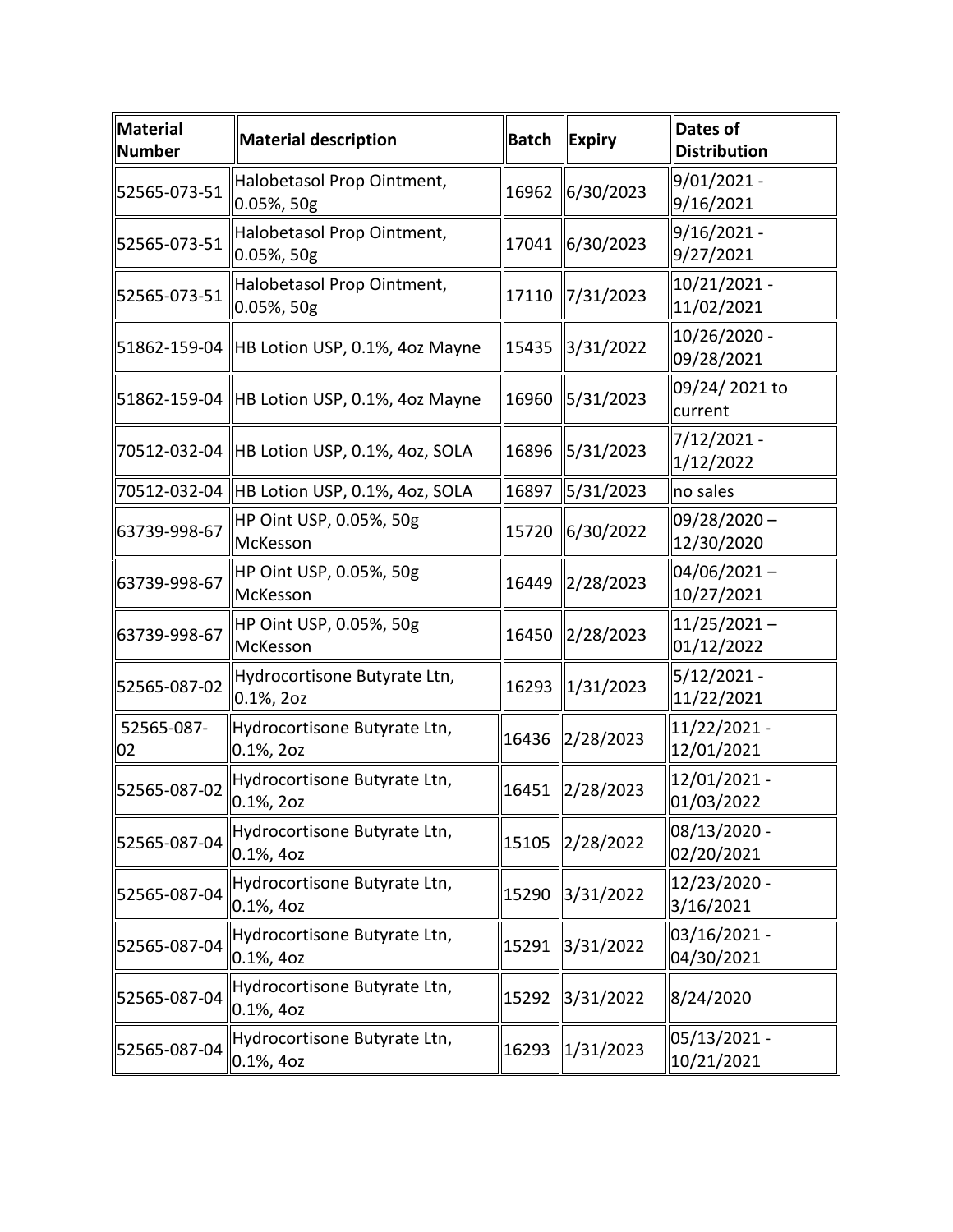| Material Number | Material description | Batch | Expiry | Dates of Distribution |
|---|---|---|---|---|
| 52565-073-51 | Halobetasol Prop Ointment, 0.05%, 50g | 16962 | 6/30/2023 | 9/01/2021 - 9/16/2021 |
| 52565-073-51 | Halobetasol Prop Ointment, 0.05%, 50g | 17041 | 6/30/2023 | 9/16/2021 - 9/27/2021 |
| 52565-073-51 | Halobetasol Prop Ointment, 0.05%, 50g | 17110 | 7/31/2023 | 10/21/2021 - 11/02/2021 |
| 51862-159-04 | HB Lotion USP, 0.1%, 4oz Mayne | 15435 | 3/31/2022 | 10/26/2020 - 09/28/2021 |
| 51862-159-04 | HB Lotion USP, 0.1%, 4oz Mayne | 16960 | 5/31/2023 | 09/24/ 2021 to current |
| 70512-032-04 | HB Lotion USP, 0.1%, 4oz, SOLA | 16896 | 5/31/2023 | 7/12/2021 - 1/12/2022 |
| 70512-032-04 | HB Lotion USP, 0.1%, 4oz, SOLA | 16897 | 5/31/2023 | no sales |
| 63739-998-67 | HP Oint USP, 0.05%, 50g McKesson | 15720 | 6/30/2022 | 09/28/2020 – 12/30/2020 |
| 63739-998-67 | HP Oint USP, 0.05%, 50g McKesson | 16449 | 2/28/2023 | 04/06/2021 – 10/27/2021 |
| 63739-998-67 | HP Oint USP, 0.05%, 50g McKesson | 16450 | 2/28/2023 | 11/25/2021 – 01/12/2022 |
| 52565-087-02 | Hydrocortisone Butyrate Ltn, 0.1%, 2oz | 16293 | 1/31/2023 | 5/12/2021 - 11/22/2021 |
| 52565-087-02 | Hydrocortisone Butyrate Ltn, 0.1%, 2oz | 16436 | 2/28/2023 | 11/22/2021 - 12/01/2021 |
| 52565-087-02 | Hydrocortisone Butyrate Ltn, 0.1%, 2oz | 16451 | 2/28/2023 | 12/01/2021 - 01/03/2022 |
| 52565-087-04 | Hydrocortisone Butyrate Ltn, 0.1%, 4oz | 15105 | 2/28/2022 | 08/13/2020 - 02/20/2021 |
| 52565-087-04 | Hydrocortisone Butyrate Ltn, 0.1%, 4oz | 15290 | 3/31/2022 | 12/23/2020 - 3/16/2021 |
| 52565-087-04 | Hydrocortisone Butyrate Ltn, 0.1%, 4oz | 15291 | 3/31/2022 | 03/16/2021 - 04/30/2021 |
| 52565-087-04 | Hydrocortisone Butyrate Ltn, 0.1%, 4oz | 15292 | 3/31/2022 | 8/24/2020 |
| 52565-087-04 | Hydrocortisone Butyrate Ltn, 0.1%, 4oz | 16293 | 1/31/2023 | 05/13/2021 - 10/21/2021 |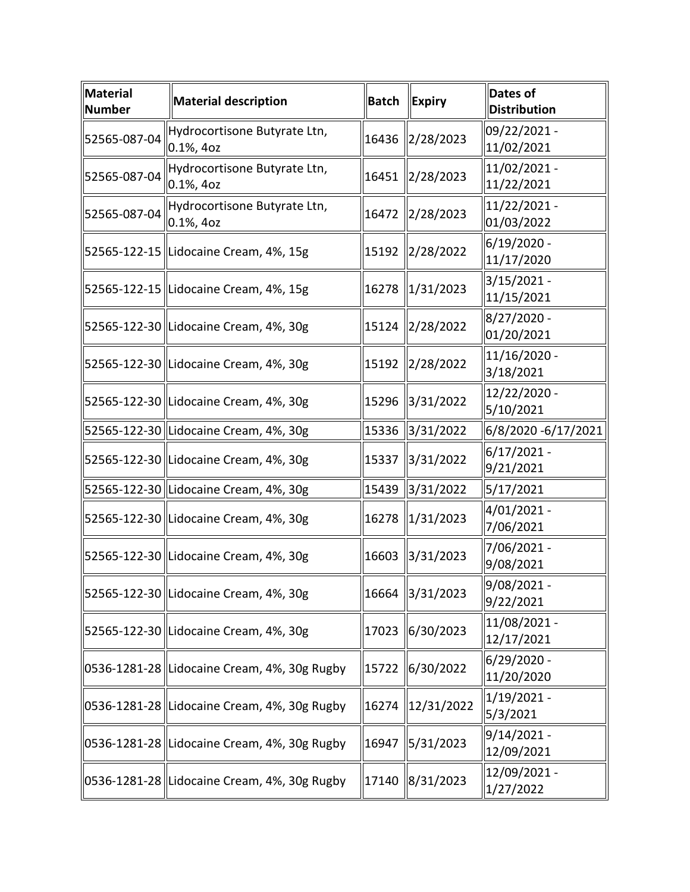| Material Number | Material description | Batch | Expiry | Dates of Distribution |
|---|---|---|---|---|
| 52565-087-04 | Hydrocortisone Butyrate Ltn, 0.1%, 4oz | 16436 | 2/28/2023 | 09/22/2021 - 11/02/2021 |
| 52565-087-04 | Hydrocortisone Butyrate Ltn, 0.1%, 4oz | 16451 | 2/28/2023 | 11/02/2021 - 11/22/2021 |
| 52565-087-04 | Hydrocortisone Butyrate Ltn, 0.1%, 4oz | 16472 | 2/28/2023 | 11/22/2021 - 01/03/2022 |
| 52565-122-15 | Lidocaine Cream, 4%, 15g | 15192 | 2/28/2022 | 6/19/2020 - 11/17/2020 |
| 52565-122-15 | Lidocaine Cream, 4%, 15g | 16278 | 1/31/2023 | 3/15/2021 - 11/15/2021 |
| 52565-122-30 | Lidocaine Cream, 4%, 30g | 15124 | 2/28/2022 | 8/27/2020 - 01/20/2021 |
| 52565-122-30 | Lidocaine Cream, 4%, 30g | 15192 | 2/28/2022 | 11/16/2020 - 3/18/2021 |
| 52565-122-30 | Lidocaine Cream, 4%, 30g | 15296 | 3/31/2022 | 12/22/2020 - 5/10/2021 |
| 52565-122-30 | Lidocaine Cream, 4%, 30g | 15336 | 3/31/2022 | 6/8/2020 -6/17/2021 |
| 52565-122-30 | Lidocaine Cream, 4%, 30g | 15337 | 3/31/2022 | 6/17/2021 - 9/21/2021 |
| 52565-122-30 | Lidocaine Cream, 4%, 30g | 15439 | 3/31/2022 | 5/17/2021 |
| 52565-122-30 | Lidocaine Cream, 4%, 30g | 16278 | 1/31/2023 | 4/01/2021 - 7/06/2021 |
| 52565-122-30 | Lidocaine Cream, 4%, 30g | 16603 | 3/31/2023 | 7/06/2021 - 9/08/2021 |
| 52565-122-30 | Lidocaine Cream, 4%, 30g | 16664 | 3/31/2023 | 9/08/2021 - 9/22/2021 |
| 52565-122-30 | Lidocaine Cream, 4%, 30g | 17023 | 6/30/2023 | 11/08/2021 - 12/17/2021 |
| 0536-1281-28 | Lidocaine Cream, 4%, 30g Rugby | 15722 | 6/30/2022 | 6/29/2020 - 11/20/2020 |
| 0536-1281-28 | Lidocaine Cream, 4%, 30g Rugby | 16274 | 12/31/2022 | 1/19/2021 - 5/3/2021 |
| 0536-1281-28 | Lidocaine Cream, 4%, 30g Rugby | 16947 | 5/31/2023 | 9/14/2021 - 12/09/2021 |
| 0536-1281-28 | Lidocaine Cream, 4%, 30g Rugby | 17140 | 8/31/2023 | 12/09/2021 - 1/27/2022 |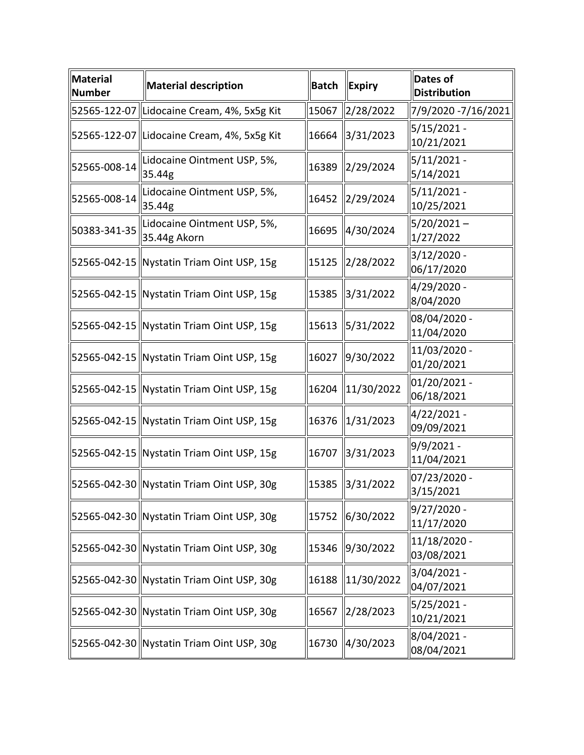| Material Number | Material description | Batch | Expiry | Dates of Distribution |
|---|---|---|---|---|
| 52565-122-07 | Lidocaine Cream, 4%, 5x5g Kit | 15067 | 2/28/2022 | 7/9/2020 -7/16/2021 |
| 52565-122-07 | Lidocaine Cream, 4%, 5x5g Kit | 16664 | 3/31/2023 | 5/15/2021 - 10/21/2021 |
| 52565-008-14 | Lidocaine Ointment USP, 5%, 35.44g | 16389 | 2/29/2024 | 5/11/2021 - 5/14/2021 |
| 52565-008-14 | Lidocaine Ointment USP, 5%, 35.44g | 16452 | 2/29/2024 | 5/11/2021 - 10/25/2021 |
| 50383-341-35 | Lidocaine Ointment USP, 5%, 35.44g Akorn | 16695 | 4/30/2024 | 5/20/2021 – 1/27/2022 |
| 52565-042-15 | Nystatin Triam Oint USP, 15g | 15125 | 2/28/2022 | 3/12/2020 - 06/17/2020 |
| 52565-042-15 | Nystatin Triam Oint USP, 15g | 15385 | 3/31/2022 | 4/29/2020 - 8/04/2020 |
| 52565-042-15 | Nystatin Triam Oint USP, 15g | 15613 | 5/31/2022 | 08/04/2020 - 11/04/2020 |
| 52565-042-15 | Nystatin Triam Oint USP, 15g | 16027 | 9/30/2022 | 11/03/2020 - 01/20/2021 |
| 52565-042-15 | Nystatin Triam Oint USP, 15g | 16204 | 11/30/2022 | 01/20/2021 - 06/18/2021 |
| 52565-042-15 | Nystatin Triam Oint USP, 15g | 16376 | 1/31/2023 | 4/22/2021 - 09/09/2021 |
| 52565-042-15 | Nystatin Triam Oint USP, 15g | 16707 | 3/31/2023 | 9/9/2021 - 11/04/2021 |
| 52565-042-30 | Nystatin Triam Oint USP, 30g | 15385 | 3/31/2022 | 07/23/2020 - 3/15/2021 |
| 52565-042-30 | Nystatin Triam Oint USP, 30g | 15752 | 6/30/2022 | 9/27/2020 - 11/17/2020 |
| 52565-042-30 | Nystatin Triam Oint USP, 30g | 15346 | 9/30/2022 | 11/18/2020 - 03/08/2021 |
| 52565-042-30 | Nystatin Triam Oint USP, 30g | 16188 | 11/30/2022 | 3/04/2021 - 04/07/2021 |
| 52565-042-30 | Nystatin Triam Oint USP, 30g | 16567 | 2/28/2023 | 5/25/2021 - 10/21/2021 |
| 52565-042-30 | Nystatin Triam Oint USP, 30g | 16730 | 4/30/2023 | 8/04/2021 - 08/04/2021 |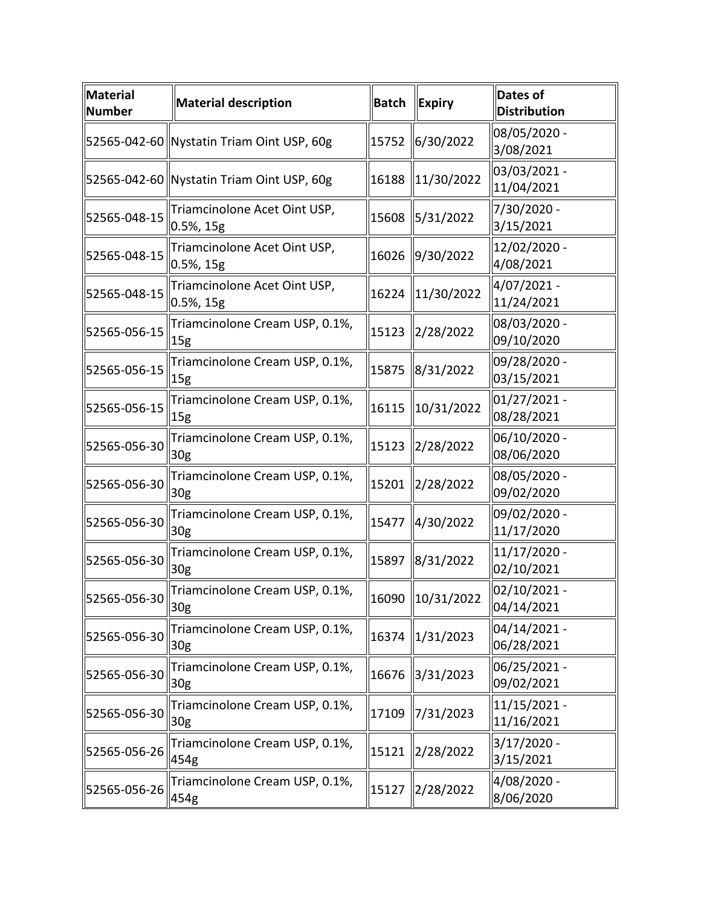| Material Number | Material description | Batch | Expiry | Dates of Distribution |
|---|---|---|---|---|
| 52565-042-60 | Nystatin Triam Oint USP, 60g | 15752 | 6/30/2022 | 08/05/2020 - 3/08/2021 |
| 52565-042-60 | Nystatin Triam Oint USP, 60g | 16188 | 11/30/2022 | 03/03/2021 - 11/04/2021 |
| 52565-048-15 | Triamcinolone Acet Oint USP, 0.5%, 15g | 15608 | 5/31/2022 | 7/30/2020 - 3/15/2021 |
| 52565-048-15 | Triamcinolone Acet Oint USP, 0.5%, 15g | 16026 | 9/30/2022 | 12/02/2020 - 4/08/2021 |
| 52565-048-15 | Triamcinolone Acet Oint USP, 0.5%, 15g | 16224 | 11/30/2022 | 4/07/2021 - 11/24/2021 |
| 52565-056-15 | Triamcinolone Cream USP, 0.1%, 15g | 15123 | 2/28/2022 | 08/03/2020 - 09/10/2020 |
| 52565-056-15 | Triamcinolone Cream USP, 0.1%, 15g | 15875 | 8/31/2022 | 09/28/2020 - 03/15/2021 |
| 52565-056-15 | Triamcinolone Cream USP, 0.1%, 15g | 16115 | 10/31/2022 | 01/27/2021 - 08/28/2021 |
| 52565-056-30 | Triamcinolone Cream USP, 0.1%, 30g | 15123 | 2/28/2022 | 06/10/2020 - 08/06/2020 |
| 52565-056-30 | Triamcinolone Cream USP, 0.1%, 30g | 15201 | 2/28/2022 | 08/05/2020 - 09/02/2020 |
| 52565-056-30 | Triamcinolone Cream USP, 0.1%, 30g | 15477 | 4/30/2022 | 09/02/2020 - 11/17/2020 |
| 52565-056-30 | Triamcinolone Cream USP, 0.1%, 30g | 15897 | 8/31/2022 | 11/17/2020 - 02/10/2021 |
| 52565-056-30 | Triamcinolone Cream USP, 0.1%, 30g | 16090 | 10/31/2022 | 02/10/2021 - 04/14/2021 |
| 52565-056-30 | Triamcinolone Cream USP, 0.1%, 30g | 16374 | 1/31/2023 | 04/14/2021 - 06/28/2021 |
| 52565-056-30 | Triamcinolone Cream USP, 0.1%, 30g | 16676 | 3/31/2023 | 06/25/2021 - 09/02/2021 |
| 52565-056-30 | Triamcinolone Cream USP, 0.1%, 30g | 17109 | 7/31/2023 | 11/15/2021 - 11/16/2021 |
| 52565-056-26 | Triamcinolone Cream USP, 0.1%, 454g | 15121 | 2/28/2022 | 3/17/2020 - 3/15/2021 |
| 52565-056-26 | Triamcinolone Cream USP, 0.1%, 454g | 15127 | 2/28/2022 | 4/08/2020 - 8/06/2020 |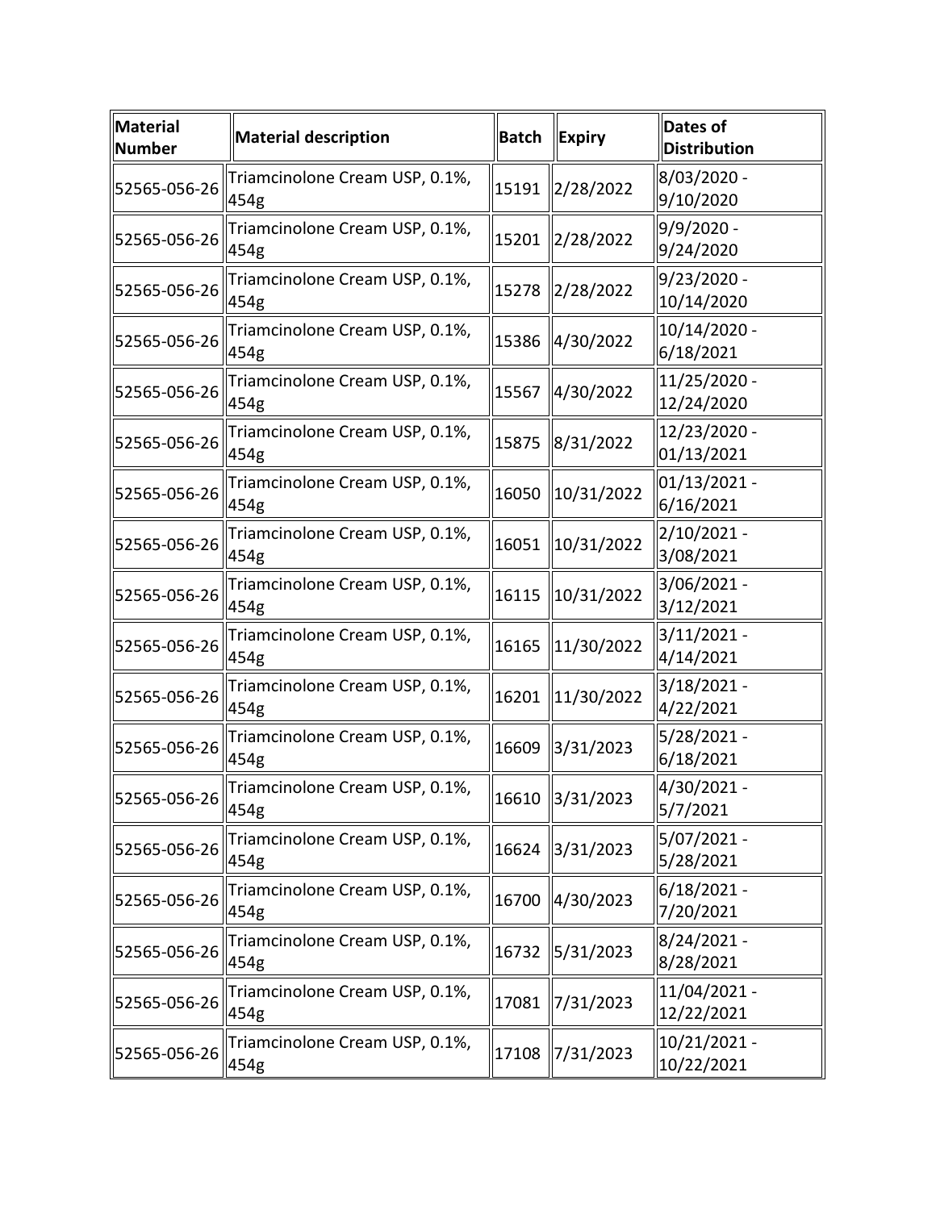| Material Number | Material description | Batch | Expiry | Dates of Distribution |
| --- | --- | --- | --- | --- |
| 52565-056-26 | Triamcinolone Cream USP, 0.1%, 454g | 15191 | 2/28/2022 | 8/03/2020 - 9/10/2020 |
| 52565-056-26 | Triamcinolone Cream USP, 0.1%, 454g | 15201 | 2/28/2022 | 9/9/2020 - 9/24/2020 |
| 52565-056-26 | Triamcinolone Cream USP, 0.1%, 454g | 15278 | 2/28/2022 | 9/23/2020 - 10/14/2020 |
| 52565-056-26 | Triamcinolone Cream USP, 0.1%, 454g | 15386 | 4/30/2022 | 10/14/2020 - 6/18/2021 |
| 52565-056-26 | Triamcinolone Cream USP, 0.1%, 454g | 15567 | 4/30/2022 | 11/25/2020 - 12/24/2020 |
| 52565-056-26 | Triamcinolone Cream USP, 0.1%, 454g | 15875 | 8/31/2022 | 12/23/2020 - 01/13/2021 |
| 52565-056-26 | Triamcinolone Cream USP, 0.1%, 454g | 16050 | 10/31/2022 | 01/13/2021 - 6/16/2021 |
| 52565-056-26 | Triamcinolone Cream USP, 0.1%, 454g | 16051 | 10/31/2022 | 2/10/2021 - 3/08/2021 |
| 52565-056-26 | Triamcinolone Cream USP, 0.1%, 454g | 16115 | 10/31/2022 | 3/06/2021 - 3/12/2021 |
| 52565-056-26 | Triamcinolone Cream USP, 0.1%, 454g | 16165 | 11/30/2022 | 3/11/2021 - 4/14/2021 |
| 52565-056-26 | Triamcinolone Cream USP, 0.1%, 454g | 16201 | 11/30/2022 | 3/18/2021 - 4/22/2021 |
| 52565-056-26 | Triamcinolone Cream USP, 0.1%, 454g | 16609 | 3/31/2023 | 5/28/2021 - 6/18/2021 |
| 52565-056-26 | Triamcinolone Cream USP, 0.1%, 454g | 16610 | 3/31/2023 | 4/30/2021 - 5/7/2021 |
| 52565-056-26 | Triamcinolone Cream USP, 0.1%, 454g | 16624 | 3/31/2023 | 5/07/2021 - 5/28/2021 |
| 52565-056-26 | Triamcinolone Cream USP, 0.1%, 454g | 16700 | 4/30/2023 | 6/18/2021 - 7/20/2021 |
| 52565-056-26 | Triamcinolone Cream USP, 0.1%, 454g | 16732 | 5/31/2023 | 8/24/2021 - 8/28/2021 |
| 52565-056-26 | Triamcinolone Cream USP, 0.1%, 454g | 17081 | 7/31/2023 | 11/04/2021 - 12/22/2021 |
| 52565-056-26 | Triamcinolone Cream USP, 0.1%, 454g | 17108 | 7/31/2023 | 10/21/2021 - 10/22/2021 |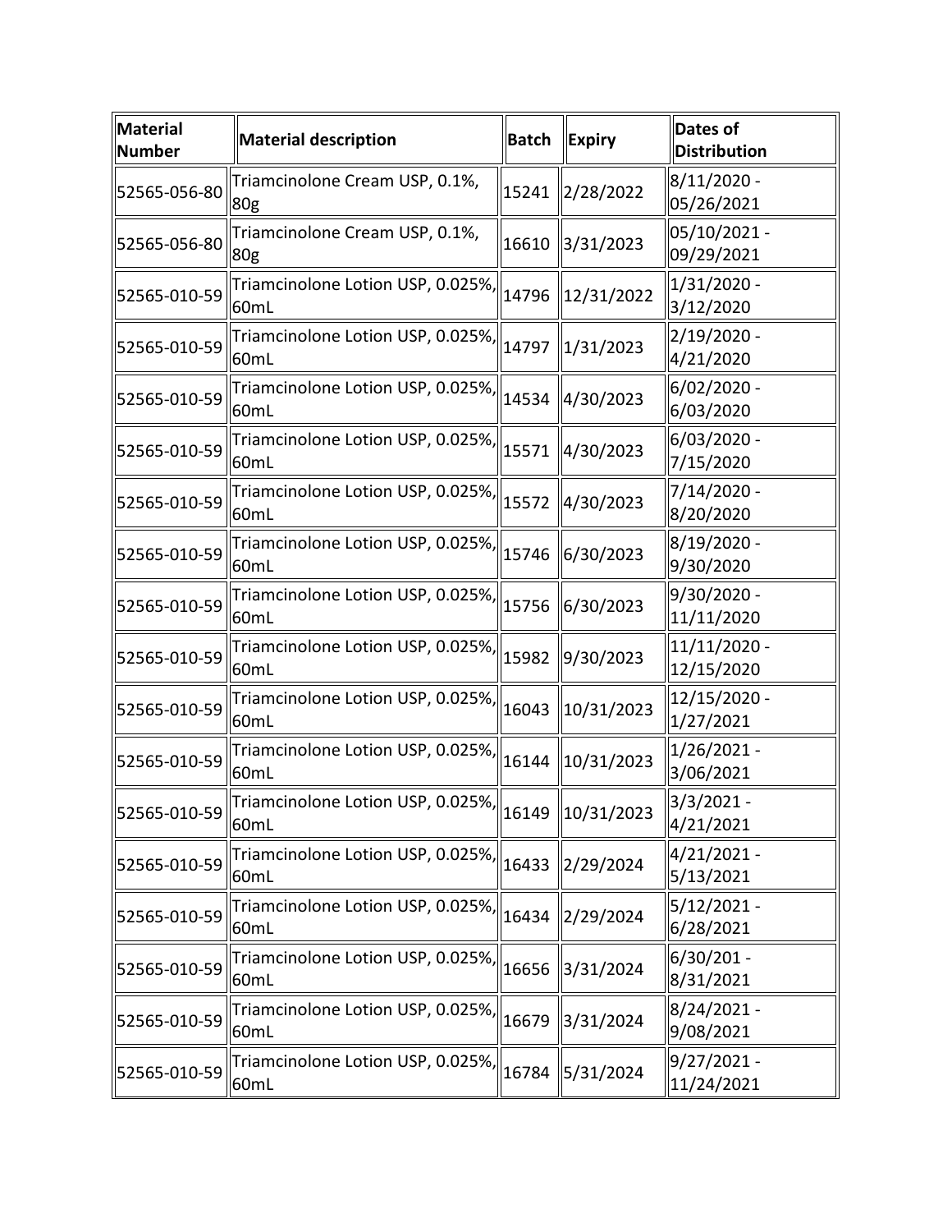| Material Number | Material description | Batch | Expiry | Dates of Distribution |
|---|---|---|---|---|
| 52565-056-80 | Triamcinolone Cream USP, 0.1%, 80g | 15241 | 2/28/2022 | 8/11/2020 - 05/26/2021 |
| 52565-056-80 | Triamcinolone Cream USP, 0.1%, 80g | 16610 | 3/31/2023 | 05/10/2021 - 09/29/2021 |
| 52565-010-59 | Triamcinolone Lotion USP, 0.025%, 60mL | 14796 | 12/31/2022 | 1/31/2020 - 3/12/2020 |
| 52565-010-59 | Triamcinolone Lotion USP, 0.025%, 60mL | 14797 | 1/31/2023 | 2/19/2020 - 4/21/2020 |
| 52565-010-59 | Triamcinolone Lotion USP, 0.025%, 60mL | 14534 | 4/30/2023 | 6/02/2020 - 6/03/2020 |
| 52565-010-59 | Triamcinolone Lotion USP, 0.025%, 60mL | 15571 | 4/30/2023 | 6/03/2020 - 7/15/2020 |
| 52565-010-59 | Triamcinolone Lotion USP, 0.025%, 60mL | 15572 | 4/30/2023 | 7/14/2020 - 8/20/2020 |
| 52565-010-59 | Triamcinolone Lotion USP, 0.025%, 60mL | 15746 | 6/30/2023 | 8/19/2020 - 9/30/2020 |
| 52565-010-59 | Triamcinolone Lotion USP, 0.025%, 60mL | 15756 | 6/30/2023 | 9/30/2020 - 11/11/2020 |
| 52565-010-59 | Triamcinolone Lotion USP, 0.025%, 60mL | 15982 | 9/30/2023 | 11/11/2020 - 12/15/2020 |
| 52565-010-59 | Triamcinolone Lotion USP, 0.025%, 60mL | 16043 | 10/31/2023 | 12/15/2020 - 1/27/2021 |
| 52565-010-59 | Triamcinolone Lotion USP, 0.025%, 60mL | 16144 | 10/31/2023 | 1/26/2021 - 3/06/2021 |
| 52565-010-59 | Triamcinolone Lotion USP, 0.025%, 60mL | 16149 | 10/31/2023 | 3/3/2021 - 4/21/2021 |
| 52565-010-59 | Triamcinolone Lotion USP, 0.025%, 60mL | 16433 | 2/29/2024 | 4/21/2021 - 5/13/2021 |
| 52565-010-59 | Triamcinolone Lotion USP, 0.025%, 60mL | 16434 | 2/29/2024 | 5/12/2021 - 6/28/2021 |
| 52565-010-59 | Triamcinolone Lotion USP, 0.025%, 60mL | 16656 | 3/31/2024 | 6/30/201 - 8/31/2021 |
| 52565-010-59 | Triamcinolone Lotion USP, 0.025%, 60mL | 16679 | 3/31/2024 | 8/24/2021 - 9/08/2021 |
| 52565-010-59 | Triamcinolone Lotion USP, 0.025%, 60mL | 16784 | 5/31/2024 | 9/27/2021 - 11/24/2021 |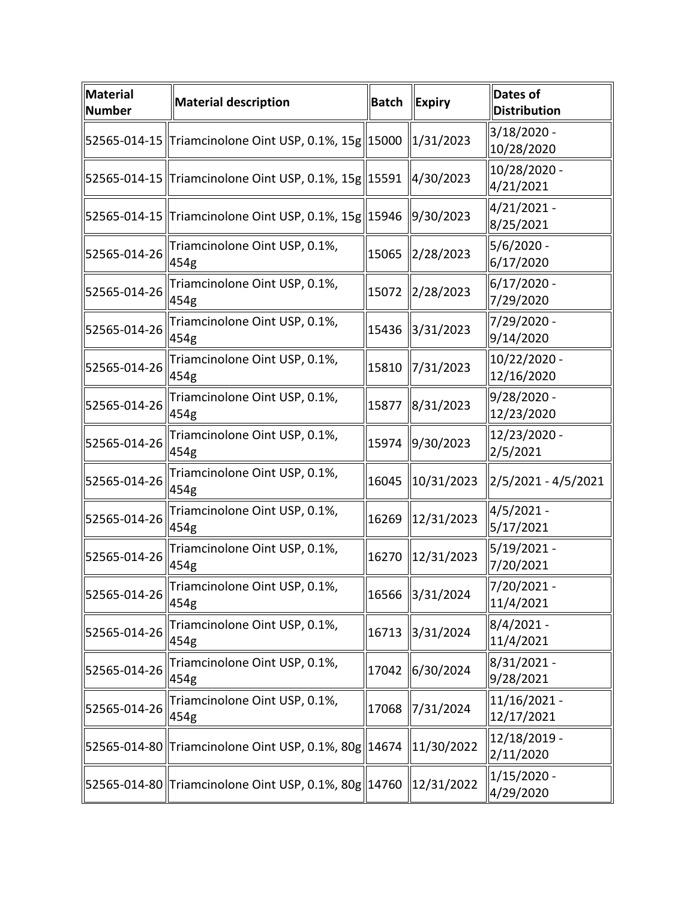| Material Number | Material description | Batch | Expiry | Dates of Distribution |
|---|---|---|---|---|
| 52565-014-15 | Triamcinolone Oint USP, 0.1%, 15g | 15000 | 1/31/2023 | 3/18/2020 - 10/28/2020 |
| 52565-014-15 | Triamcinolone Oint USP, 0.1%, 15g | 15591 | 4/30/2023 | 10/28/2020 - 4/21/2021 |
| 52565-014-15 | Triamcinolone Oint USP, 0.1%, 15g | 15946 | 9/30/2023 | 4/21/2021 - 8/25/2021 |
| 52565-014-26 | Triamcinolone Oint USP, 0.1%, 454g | 15065 | 2/28/2023 | 5/6/2020 - 6/17/2020 |
| 52565-014-26 | Triamcinolone Oint USP, 0.1%, 454g | 15072 | 2/28/2023 | 6/17/2020 - 7/29/2020 |
| 52565-014-26 | Triamcinolone Oint USP, 0.1%, 454g | 15436 | 3/31/2023 | 7/29/2020 - 9/14/2020 |
| 52565-014-26 | Triamcinolone Oint USP, 0.1%, 454g | 15810 | 7/31/2023 | 10/22/2020 - 12/16/2020 |
| 52565-014-26 | Triamcinolone Oint USP, 0.1%, 454g | 15877 | 8/31/2023 | 9/28/2020 - 12/23/2020 |
| 52565-014-26 | Triamcinolone Oint USP, 0.1%, 454g | 15974 | 9/30/2023 | 12/23/2020 - 2/5/2021 |
| 52565-014-26 | Triamcinolone Oint USP, 0.1%, 454g | 16045 | 10/31/2023 | 2/5/2021 - 4/5/2021 |
| 52565-014-26 | Triamcinolone Oint USP, 0.1%, 454g | 16269 | 12/31/2023 | 4/5/2021 - 5/17/2021 |
| 52565-014-26 | Triamcinolone Oint USP, 0.1%, 454g | 16270 | 12/31/2023 | 5/19/2021 - 7/20/2021 |
| 52565-014-26 | Triamcinolone Oint USP, 0.1%, 454g | 16566 | 3/31/2024 | 7/20/2021 - 11/4/2021 |
| 52565-014-26 | Triamcinolone Oint USP, 0.1%, 454g | 16713 | 3/31/2024 | 8/4/2021 - 11/4/2021 |
| 52565-014-26 | Triamcinolone Oint USP, 0.1%, 454g | 17042 | 6/30/2024 | 8/31/2021 - 9/28/2021 |
| 52565-014-26 | Triamcinolone Oint USP, 0.1%, 454g | 17068 | 7/31/2024 | 11/16/2021 - 12/17/2021 |
| 52565-014-80 | Triamcinolone Oint USP, 0.1%, 80g | 14674 | 11/30/2022 | 12/18/2019 - 2/11/2020 |
| 52565-014-80 | Triamcinolone Oint USP, 0.1%, 80g | 14760 | 12/31/2022 | 1/15/2020 - 4/29/2020 |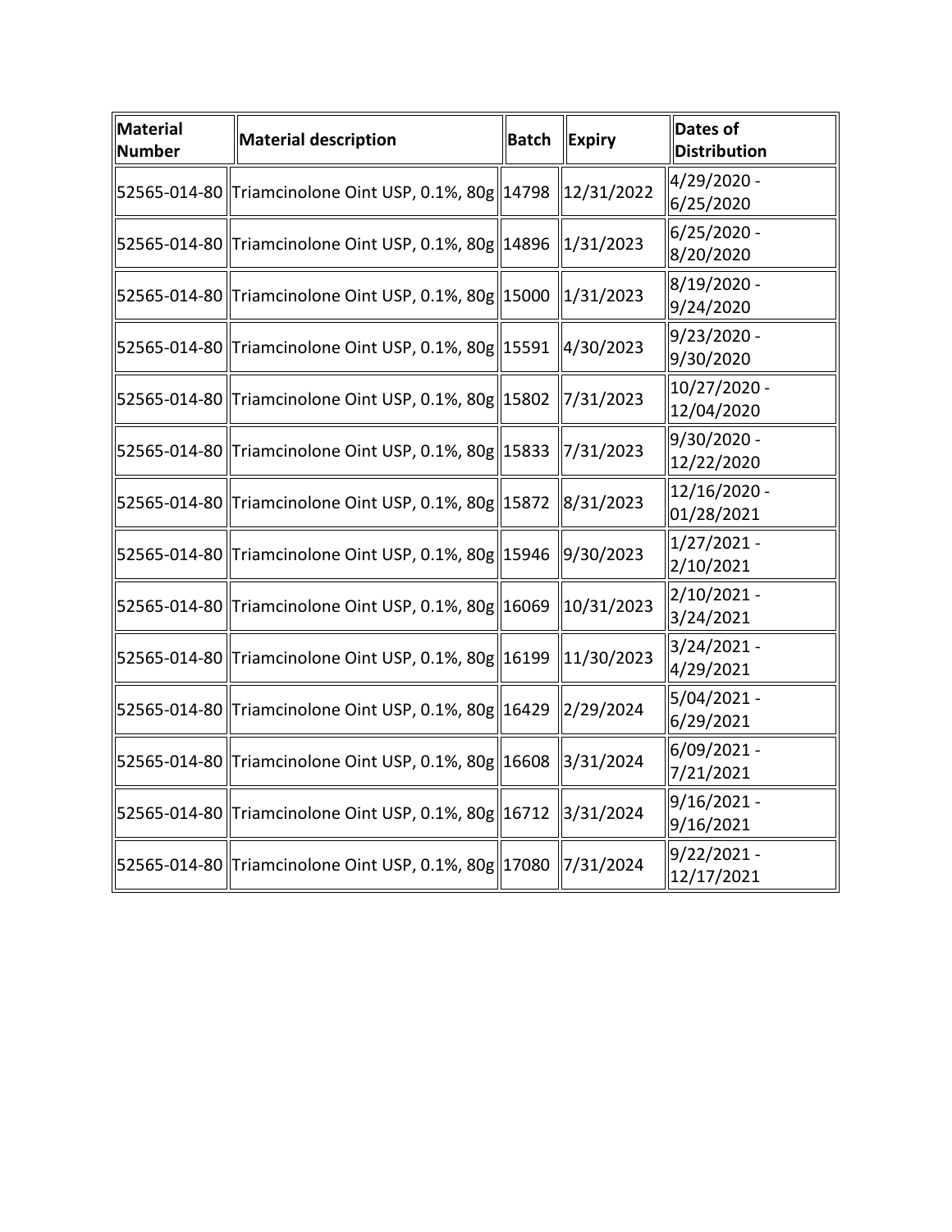| Material Number | Material description | Batch | Expiry | Dates of Distribution |
|---|---|---|---|---|
| 52565-014-80 | Triamcinolone Oint USP, 0.1%, 80g | 14798 | 12/31/2022 | 4/29/2020 - 6/25/2020 |
| 52565-014-80 | Triamcinolone Oint USP, 0.1%, 80g | 14896 | 1/31/2023 | 6/25/2020 - 8/20/2020 |
| 52565-014-80 | Triamcinolone Oint USP, 0.1%, 80g | 15000 | 1/31/2023 | 8/19/2020 - 9/24/2020 |
| 52565-014-80 | Triamcinolone Oint USP, 0.1%, 80g | 15591 | 4/30/2023 | 9/23/2020 - 9/30/2020 |
| 52565-014-80 | Triamcinolone Oint USP, 0.1%, 80g | 15802 | 7/31/2023 | 10/27/2020 - 12/04/2020 |
| 52565-014-80 | Triamcinolone Oint USP, 0.1%, 80g | 15833 | 7/31/2023 | 9/30/2020 - 12/22/2020 |
| 52565-014-80 | Triamcinolone Oint USP, 0.1%, 80g | 15872 | 8/31/2023 | 12/16/2020 - 01/28/2021 |
| 52565-014-80 | Triamcinolone Oint USP, 0.1%, 80g | 15946 | 9/30/2023 | 1/27/2021 - 2/10/2021 |
| 52565-014-80 | Triamcinolone Oint USP, 0.1%, 80g | 16069 | 10/31/2023 | 2/10/2021 - 3/24/2021 |
| 52565-014-80 | Triamcinolone Oint USP, 0.1%, 80g | 16199 | 11/30/2023 | 3/24/2021 - 4/29/2021 |
| 52565-014-80 | Triamcinolone Oint USP, 0.1%, 80g | 16429 | 2/29/2024 | 5/04/2021 - 6/29/2021 |
| 52565-014-80 | Triamcinolone Oint USP, 0.1%, 80g | 16608 | 3/31/2024 | 6/09/2021 - 7/21/2021 |
| 52565-014-80 | Triamcinolone Oint USP, 0.1%, 80g | 16712 | 3/31/2024 | 9/16/2021 - 9/16/2021 |
| 52565-014-80 | Triamcinolone Oint USP, 0.1%, 80g | 17080 | 7/31/2024 | 9/22/2021 - 12/17/2021 |